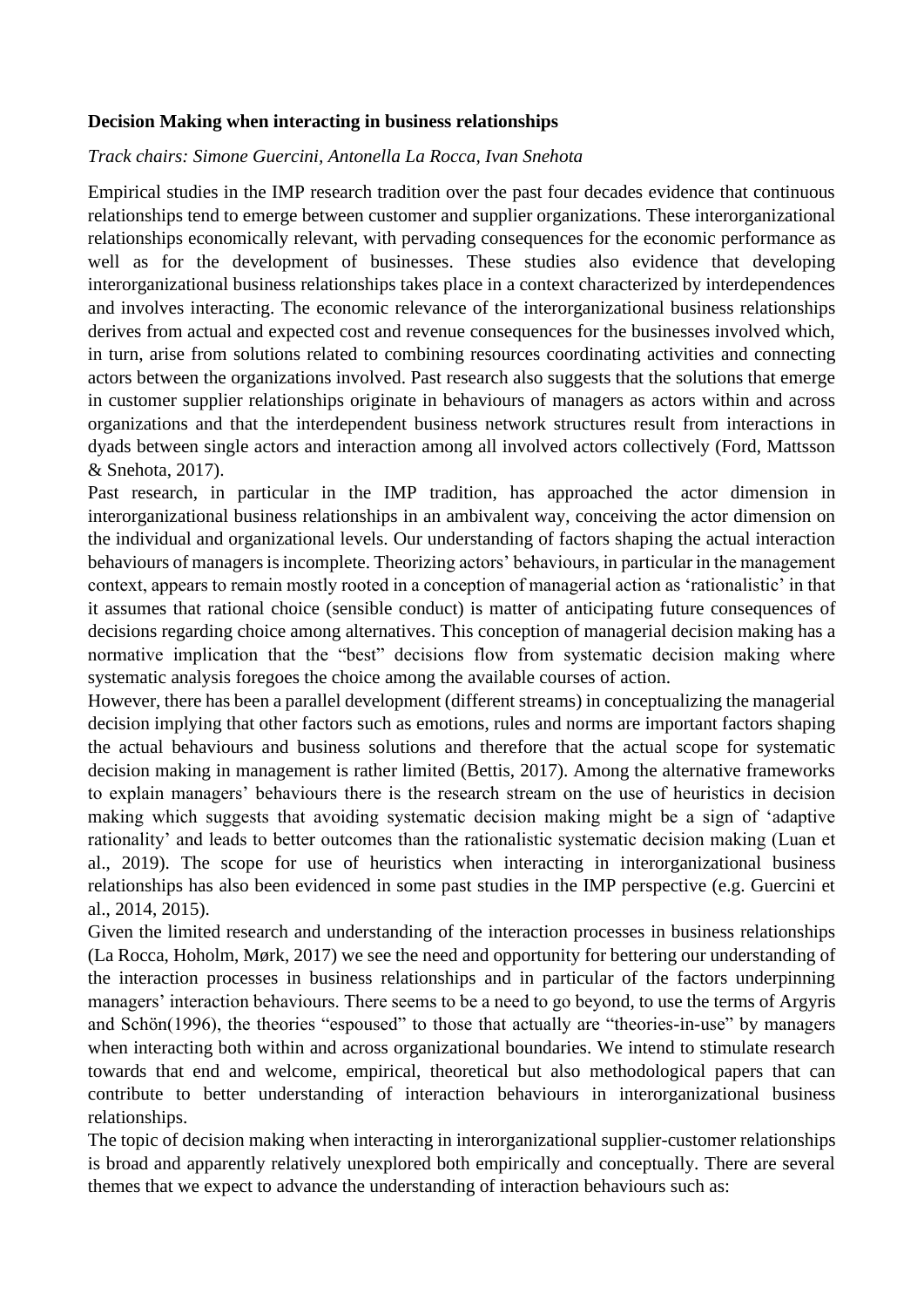**Decision Making when interacting in business relationships**

*Track chairs: Simone Guercini, Antonella La Rocca, Ivan Snehota*

Empirical studies in the IMP research tradition over the past four decades evidence that continuous relationships tend to emerge between customer and supplier organizations. These interorganizational relationships economically relevant, with pervading consequences for the economic performance as well as for the development of businesses. These studies also evidence that developing interorganizational business relationships takes place in a context characterized by interdependences and involves interacting. The economic relevance of the interorganizational business relationships derives from actual and expected cost and revenue consequences for the businesses involved which, in turn, arise from solutions related to combining resources coordinating activities and connecting actors between the organizations involved. Past research also suggests that the solutions that emerge in customer supplier relationships originate in behaviours of managers as actors within and across organizations and that the interdependent business network structures result from interactions in dyads between single actors and interaction among all involved actors collectively (Ford, Mattsson & Snehota, 2017).

Past research, in particular in the IMP tradition, has approached the actor dimension in interorganizational business relationships in an ambivalent way, conceiving the actor dimension on the individual and organizational levels. Our understanding of factors shaping the actual interaction behaviours of managers is incomplete. Theorizing actors' behaviours, in particular in the management context, appears to remain mostly rooted in a conception of managerial action as 'rationalistic' in that it assumes that rational choice (sensible conduct) is matter of anticipating future consequences of decisions regarding choice among alternatives. This conception of managerial decision making has a normative implication that the "best" decisions flow from systematic decision making where systematic analysis foregoes the choice among the available courses of action.

However, there has been a parallel development (different streams) in conceptualizing the managerial decision implying that other factors such as emotions, rules and norms are important factors shaping the actual behaviours and business solutions and therefore that the actual scope for systematic decision making in management is rather limited (Bettis, 2017). Among the alternative frameworks to explain managers' behaviours there is the research stream on the use of heuristics in decision making which suggests that avoiding systematic decision making might be a sign of 'adaptive rationality' and leads to better outcomes than the rationalistic systematic decision making (Luan et al., 2019). The scope for use of heuristics when interacting in interorganizational business relationships has also been evidenced in some past studies in the IMP perspective (e.g. Guercini et al., 2014, 2015).

Given the limited research and understanding of the interaction processes in business relationships (La Rocca, Hoholm, Mørk, 2017) we see the need and opportunity for bettering our understanding of the interaction processes in business relationships and in particular of the factors underpinning managers' interaction behaviours. There seems to be a need to go beyond, to use the terms of Argyris and Schön(1996), the theories "espoused" to those that actually are "theories-in-use" by managers when interacting both within and across organizational boundaries. We intend to stimulate research towards that end and welcome, empirical, theoretical but also methodological papers that can contribute to better understanding of interaction behaviours in interorganizational business relationships.

The topic of decision making when interacting in interorganizational supplier-customer relationships is broad and apparently relatively unexplored both empirically and conceptually. There are several themes that we expect to advance the understanding of interaction behaviours such as: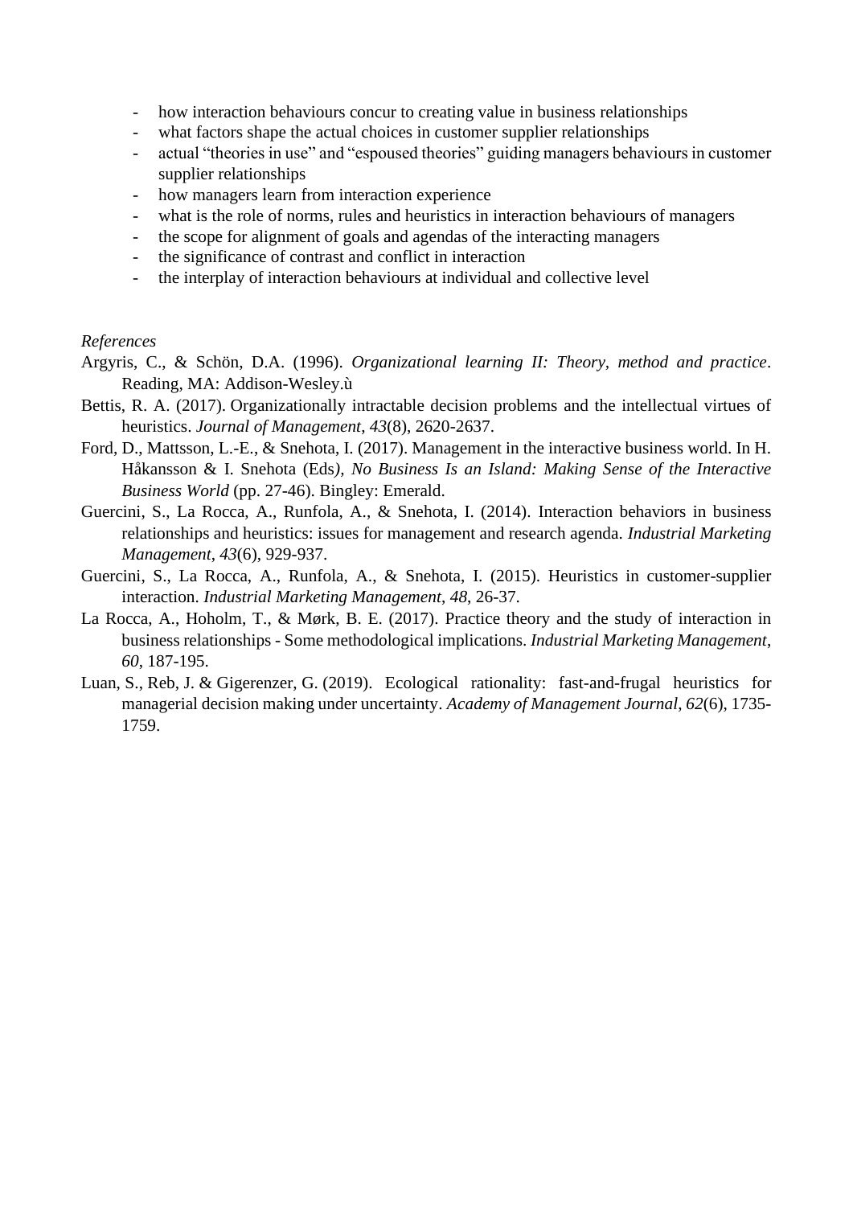- how interaction behaviours concur to creating value in business relationships
- what factors shape the actual choices in customer supplier relationships
- actual "theories in use" and "espoused theories" guiding managers behaviours in customer supplier relationships
- how managers learn from interaction experience
- what is the role of norms, rules and heuristics in interaction behaviours of managers
- the scope for alignment of goals and agendas of the interacting managers
- the significance of contrast and conflict in interaction
- the interplay of interaction behaviours at individual and collective level

*References*

Argyris, C., & Schön, D.A. (1996). *Organizational learning II: Theory, method and practice*. Reading, MA: Addison-Wesley.ù

Bettis, R. A. (2017). Organizationally intractable decision problems and the intellectual virtues of heuristics. *Journal of Management*, *43*(8), 2620-2637.

Ford, D., Mattsson, L.-E., & Snehota, I. (2017). Management in the interactive business world. In H. Håkansson & I. Snehota (Eds*), No Business Is an Island: Making Sense of the Interactive Business World* (pp. 27-46). Bingley: Emerald.

Guercini, S., La Rocca, A., Runfola, A., & Snehota, I. (2014). Interaction behaviors in business relationships and heuristics: issues for management and research agenda. *Industrial Marketing Management*, *43*(6), 929-937.

Guercini, S., La Rocca, A., Runfola, A., & Snehota, I. (2015). Heuristics in customer-supplier interaction. *Industrial Marketing Management*, *48*, 26-37.

La Rocca, A., Hoholm, T., & Mørk, B. E. (2017). Practice theory and the study of interaction in business relationships - Some methodological implications. *Industrial Marketing Management*, *60*, 187-195.

Luan, S., Reb, J. & Gigerenzer, G. (2019). Ecological rationality: fast-and-frugal heuristics for managerial decision making under uncertainty. *Academy of Management Journal*, *62*(6), 1735-1759.